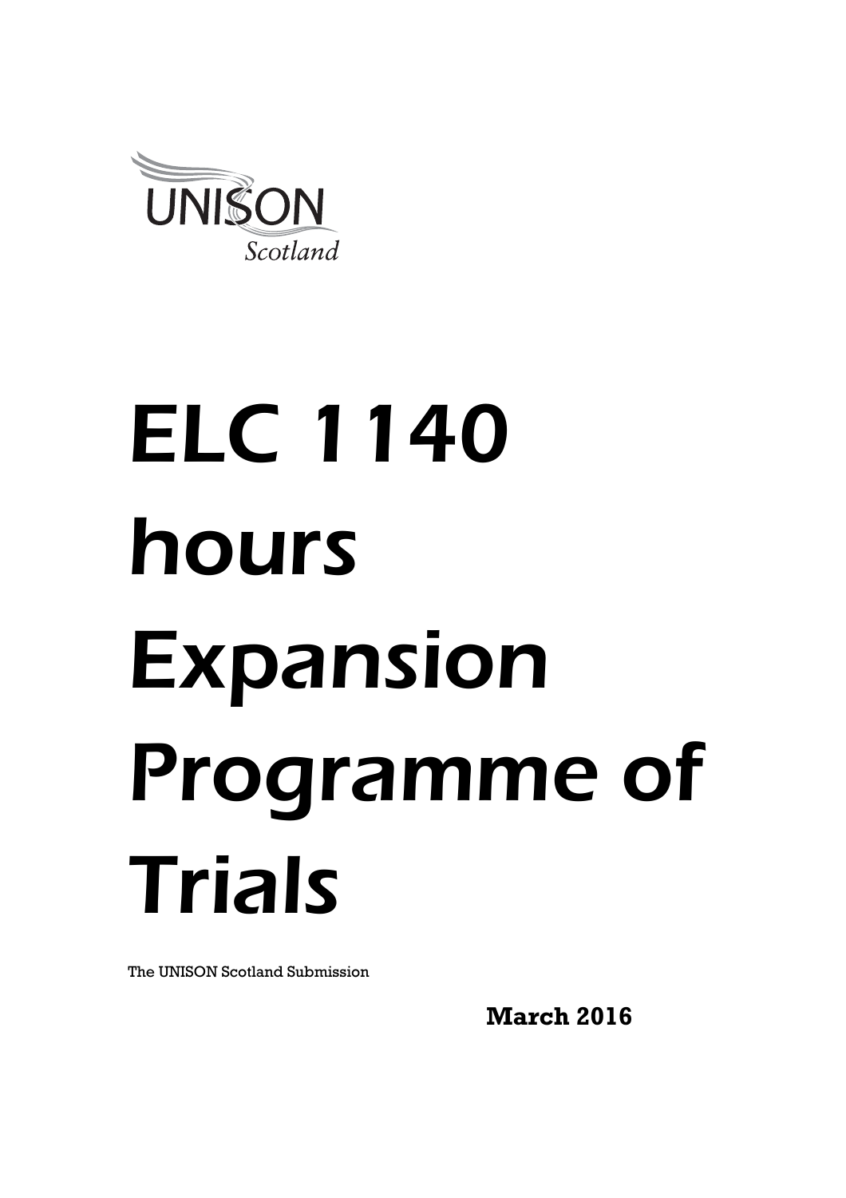UNISON

Scotland

# ELC 1140 hours Expansion Programme of Trials

The UNISON Scotland Submission

**March 2016**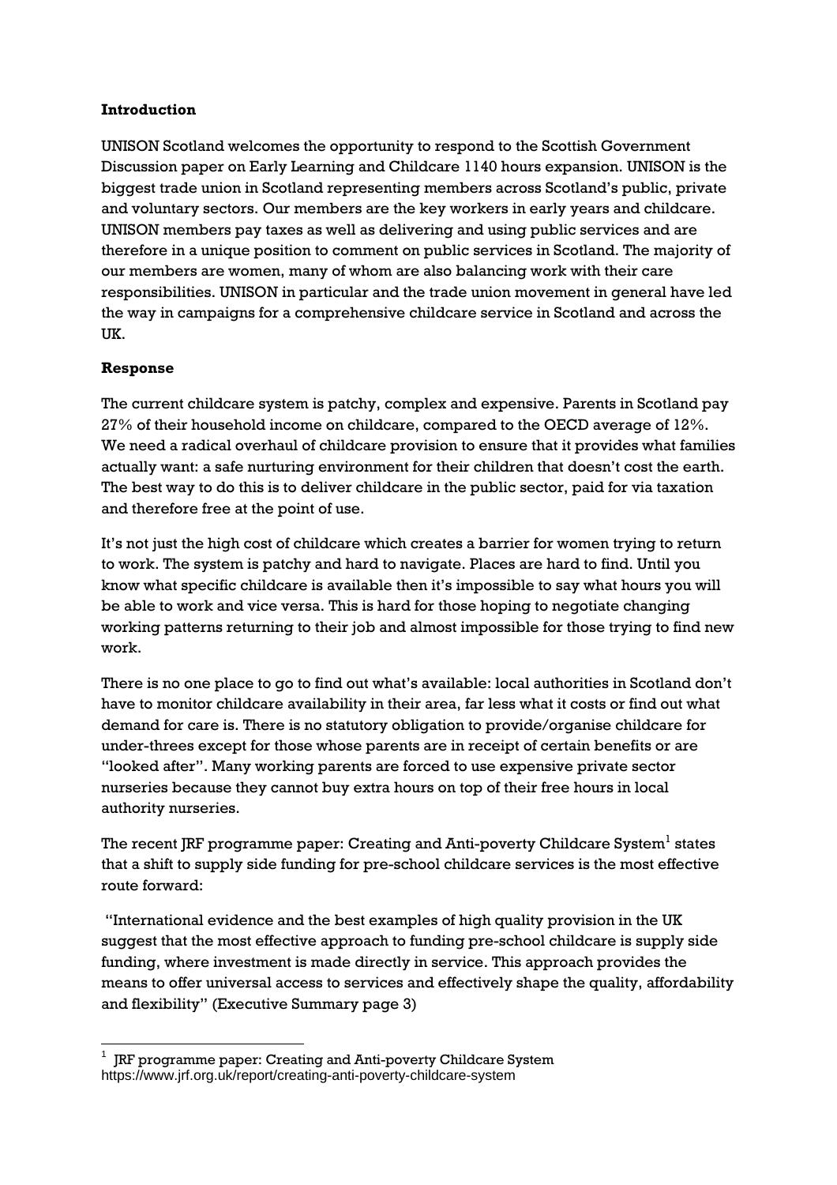**Introduction**

UNISON Scotland welcomes the opportunity to respond to the Scottish Government Discussion paper on Early Learning and Childcare 1140 hours expansion. UNISON is the biggest trade union in Scotland representing members across Scotland's public, private and voluntary sectors. Our members are the key workers in early years and childcare. UNISON members pay taxes as well as delivering and using public services and are therefore in a unique position to comment on public services in Scotland. The majority of our members are women, many of whom are also balancing work with their care responsibilities. UNISON in particular and the trade union movement in general have led the way in campaigns for a comprehensive childcare service in Scotland and across the UK.

**Response**

The current childcare system is patchy, complex and expensive. Parents in Scotland pay 27% of their household income on childcare, compared to the OECD average of 12%. We need a radical overhaul of childcare provision to ensure that it provides what families actually want: a safe nurturing environment for their children that doesn't cost the earth. The best way to do this is to deliver childcare in the public sector, paid for via taxation and therefore free at the point of use.

It's not just the high cost of childcare which creates a barrier for women trying to return to work. The system is patchy and hard to navigate. Places are hard to find. Until you know what specific childcare is available then it's impossible to say what hours you will be able to work and vice versa. This is hard for those hoping to negotiate changing working patterns returning to their job and almost impossible for those trying to find new work.

There is no one place to go to find out what's available: local authorities in Scotland don't have to monitor childcare availability in their area, far less what it costs or find out what demand for care is. There is no statutory obligation to provide/organise childcare for under-threes except for those whose parents are in receipt of certain benefits or are "looked after". Many working parents are forced to use expensive private sector nurseries because they cannot buy extra hours on top of their free hours in local authority nurseries.

The recent JRF programme paper: Creating and Anti-poverty Childcare System[1] states that a shift to supply side funding for pre-school childcare services is the most effective route forward:

"International evidence and the best examples of high quality provision in the UK suggest that the most effective approach to funding pre-school childcare is supply side funding, where investment is made directly in service. This approach provides the means to offer universal access to services and effectively shape the quality, affordability and flexibility" (Executive Summary page 3)

---

[1] JRF programme paper: Creating and Anti-poverty Childcare System https://www.jrf.org.uk/report/creating-anti-poverty-childcare-system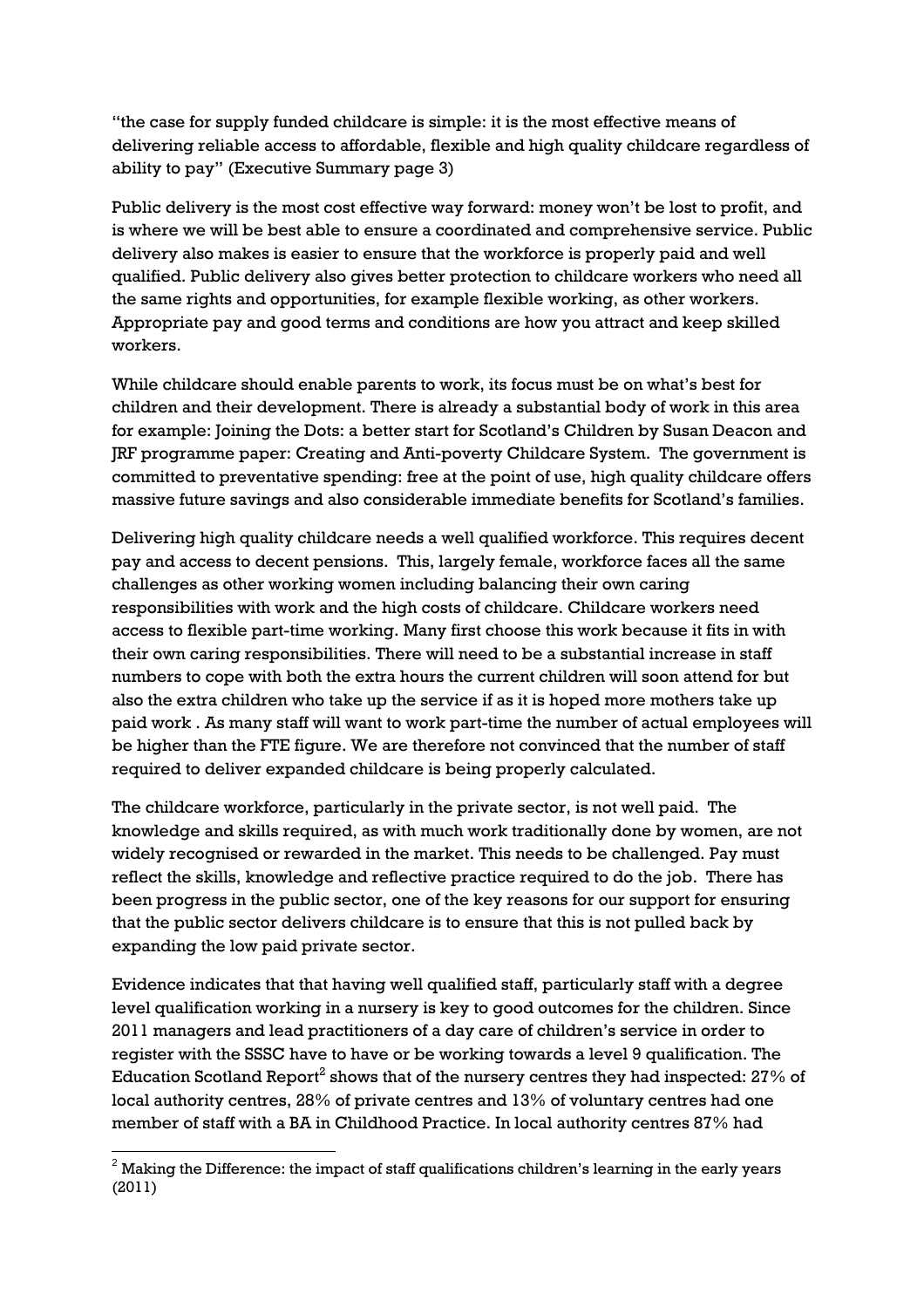"the case for supply funded childcare is simple: it is the most effective means of delivering reliable access to affordable, flexible and high quality childcare regardless of ability to pay" (Executive Summary page 3)

Public delivery is the most cost effective way forward: money won't be lost to profit, and is where we will be best able to ensure a coordinated and comprehensive service. Public delivery also makes is easier to ensure that the workforce is properly paid and well qualified. Public delivery also gives better protection to childcare workers who need all the same rights and opportunities, for example flexible working, as other workers. Appropriate pay and good terms and conditions are how you attract and keep skilled workers.

While childcare should enable parents to work, its focus must be on what's best for children and their development. There is already a substantial body of work in this area for example: Joining the Dots: a better start for Scotland's Children by Susan Deacon and JRF programme paper: Creating and Anti-poverty Childcare System. The government is committed to preventative spending: free at the point of use, high quality childcare offers massive future savings and also considerable immediate benefits for Scotland's families.

Delivering high quality childcare needs a well qualified workforce. This requires decent pay and access to decent pensions. This, largely female, workforce faces all the same challenges as other working women including balancing their own caring responsibilities with work and the high costs of childcare. Childcare workers need access to flexible part-time working. Many first choose this work because it fits in with their own caring responsibilities. There will need to be a substantial increase in staff numbers to cope with both the extra hours the current children will soon attend for but also the extra children who take up the service if as it is hoped more mothers take up paid work . As many staff will want to work part-time the number of actual employees will be higher than the FTE figure. We are therefore not convinced that the number of staff required to deliver expanded childcare is being properly calculated.

The childcare workforce, particularly in the private sector, is not well paid. The knowledge and skills required, as with much work traditionally done by women, are not widely recognised or rewarded in the market. This needs to be challenged. Pay must reflect the skills, knowledge and reflective practice required to do the job. There has been progress in the public sector, one of the key reasons for our support for ensuring that the public sector delivers childcare is to ensure that this is not pulled back by expanding the low paid private sector.

Evidence indicates that that having well qualified staff, particularly staff with a degree level qualification working in a nursery is key to good outcomes for the children. Since 2011 managers and lead practitioners of a day care of children's service in order to register with the SSSC have to have or be working towards a level 9 qualification. The Education Scotland Report[2] shows that of the nursery centres they had inspected: 27% of local authority centres, 28% of private centres and 13% of voluntary centres had one member of staff with a BA in Childhood Practice. In local authority centres 87% had

[2] Making the Difference: the impact of staff qualifications children's learning in the early years (2011)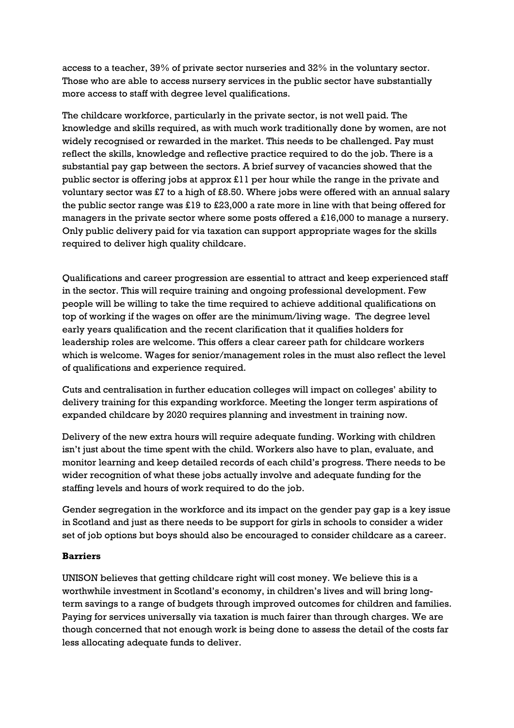access to a teacher, 39% of private sector nurseries and 32% in the voluntary sector. Those who are able to access nursery services in the public sector have substantially more access to staff with degree level qualifications.

The childcare workforce, particularly in the private sector, is not well paid. The knowledge and skills required, as with much work traditionally done by women, are not widely recognised or rewarded in the market. This needs to be challenged. Pay must reflect the skills, knowledge and reflective practice required to do the job. There is a substantial pay gap between the sectors. A brief survey of vacancies showed that the public sector is offering jobs at approx £11 per hour while the range in the private and voluntary sector was £7 to a high of £8.50. Where jobs were offered with an annual salary the public sector range was £19 to £23,000 a rate more in line with that being offered for managers in the private sector where some posts offered a £16,000 to manage a nursery. Only public delivery paid for via taxation can support appropriate wages for the skills required to deliver high quality childcare.

Qualifications and career progression are essential to attract and keep experienced staff in the sector. This will require training and ongoing professional development. Few people will be willing to take the time required to achieve additional qualifications on top of working if the wages on offer are the minimum/living wage. The degree level early years qualification and the recent clarification that it qualifies holders for leadership roles are welcome. This offers a clear career path for childcare workers which is welcome. Wages for senior/management roles in the must also reflect the level of qualifications and experience required.

Cuts and centralisation in further education colleges will impact on colleges' ability to delivery training for this expanding workforce. Meeting the longer term aspirations of expanded childcare by 2020 requires planning and investment in training now.

Delivery of the new extra hours will require adequate funding. Working with children isn't just about the time spent with the child. Workers also have to plan, evaluate, and monitor learning and keep detailed records of each child's progress. There needs to be wider recognition of what these jobs actually involve and adequate funding for the staffing levels and hours of work required to do the job.

Gender segregation in the workforce and its impact on the gender pay gap is a key issue in Scotland and just as there needs to be support for girls in schools to consider a wider set of job options but boys should also be encouraged to consider childcare as a career.

**Barriers**

UNISON believes that getting childcare right will cost money. We believe this is a worthwhile investment in Scotland's economy, in children's lives and will bring long-term savings to a range of budgets through improved outcomes for children and families. Paying for services universally via taxation is much fairer than through charges. We are though concerned that not enough work is being done to assess the detail of the costs far less allocating adequate funds to deliver.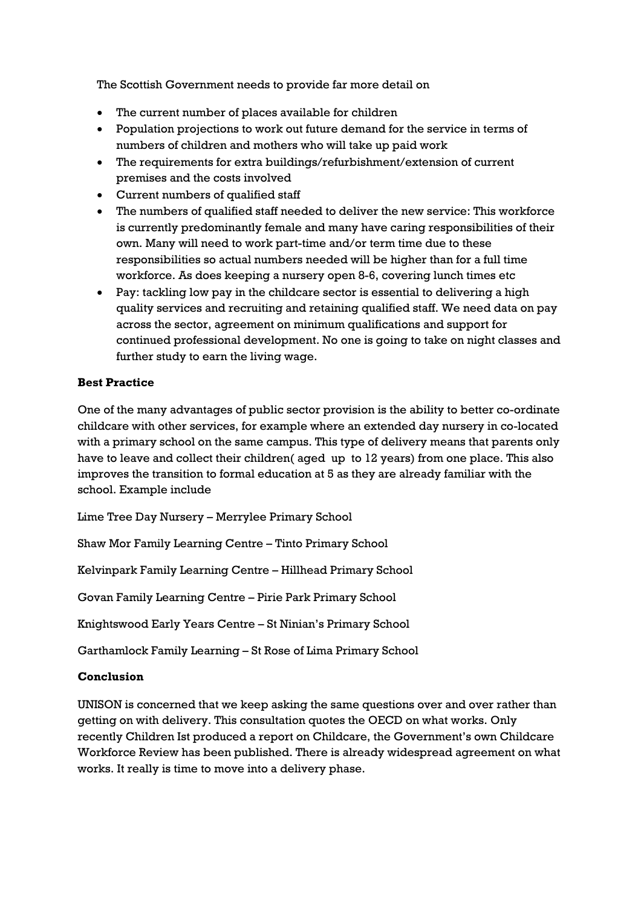The Scottish Government needs to provide far more detail on

- The current number of places available for children
- Population projections to work out future demand for the service in terms of numbers of children and mothers who will take up paid work
- The requirements for extra buildings/refurbishment/extension of current premises and the costs involved
- Current numbers of qualified staff
- The numbers of qualified staff needed to deliver the new service: This workforce is currently predominantly female and many have caring responsibilities of their own. Many will need to work part-time and/or term time due to these responsibilities so actual numbers needed will be higher than for a full time workforce. As does keeping a nursery open 8-6, covering lunch times etc
- Pay: tackling low pay in the childcare sector is essential to delivering a high quality services and recruiting and retaining qualified staff. We need data on pay across the sector, agreement on minimum qualifications and support for continued professional development. No one is going to take on night classes and further study to earn the living wage.

**Best Practice**

One of the many advantages of public sector provision is the ability to better co-ordinate childcare with other services, for example where an extended day nursery in co-located with a primary school on the same campus. This type of delivery means that parents only have to leave and collect their children( aged up to 12 years) from one place. This also improves the transition to formal education at 5 as they are already familiar with the school. Example include

Lime Tree Day Nursery – Merrylee Primary School

Shaw Mor Family Learning Centre – Tinto Primary School

Kelvinpark Family Learning Centre – Hillhead Primary School

Govan Family Learning Centre – Pirie Park Primary School

Knightswood Early Years Centre – St Ninian's Primary School

Garthamlock Family Learning – St Rose of Lima Primary School

**Conclusion**

UNISON is concerned that we keep asking the same questions over and over rather than getting on with delivery. This consultation quotes the OECD on what works. Only recently Children Ist produced a report on Childcare, the Government's own Childcare Workforce Review has been published. There is already widespread agreement on what works. It really is time to move into a delivery phase.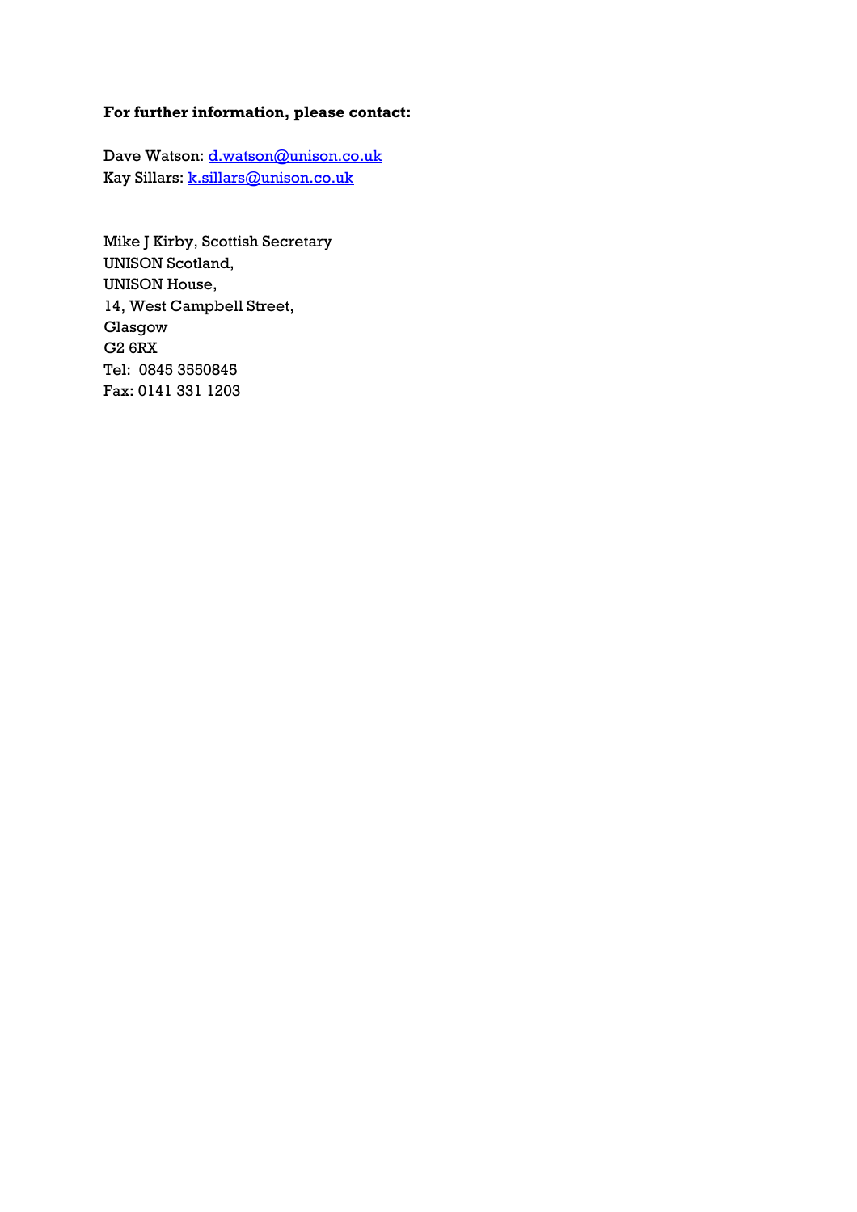**For further information, please contact:**

Dave Watson: d.watson@unison.co.uk
Kay Sillars: k.sillars@unison.co.uk

Mike J Kirby, Scottish Secretary
UNISON Scotland,
UNISON House,
14, West Campbell Street,
Glasgow
G2 6RX
Tel: 0845 3550845
Fax: 0141 331 1203